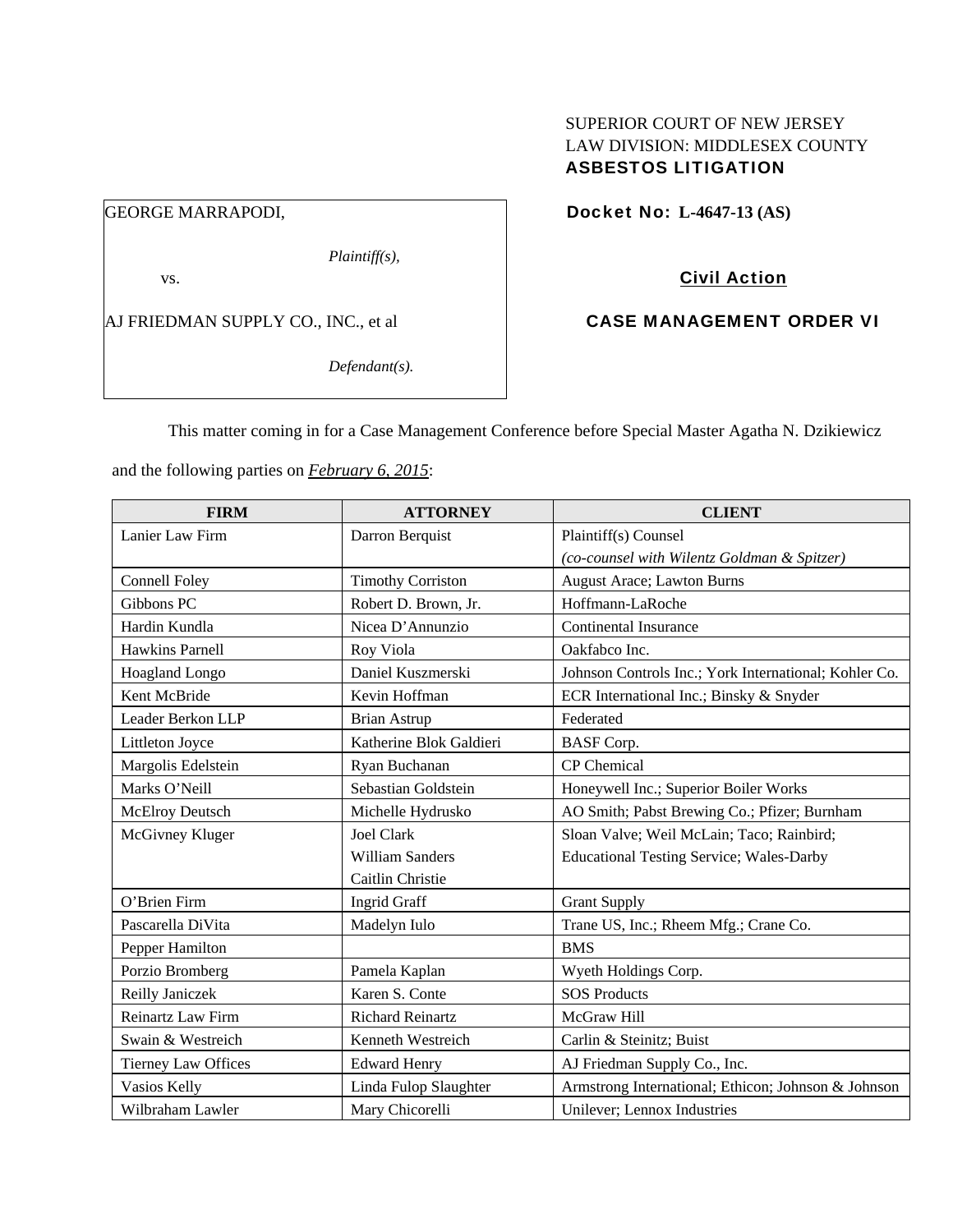SUPERIOR COURT OF NEW JERSEY
LAW DIVISION: MIDDLESEX COUNTY
**ASBESTOS LITIGATION**

| | |
|---|---|
| GEORGE MARRAPODI, *Plaintiff(s),* vs. AJ FRIEDMAN SUPPLY CO., INC., et al *Defendant(s).* | **Docket No: L-4647-13 (AS)** |

**Civil Action**

**CASE MANAGEMENT ORDER VI**

This matter coming in for a Case Management Conference before Special Master Agatha N. Dzikiewicz and the following parties on ***February 6, 2015***:

| FIRM | ATTORNEY | CLIENT |
|---|---|---|
| Lanier Law Firm | Darron Berquist | Plaintiff(s) Counsel *(co-counsel with Wilentz Goldman & Spitzer)* |
| Connell Foley | Timothy Corriston | August Arace; Lawton Burns |
| Gibbons PC | Robert D. Brown, Jr. | Hoffmann-LaRoche |
| Hardin Kundla | Nicea D'Annunzio | Continental Insurance |
| Hawkins Parnell | Roy Viola | Oakfabco Inc. |
| Hoagland Longo | Daniel Kuszmerski | Johnson Controls Inc.; York International; Kohler Co. |
| Kent McBride | Kevin Hoffman | ECR International Inc.; Binsky & Snyder |
| Leader Berkon LLP | Brian Astrup | Federated |
| Littleton Joyce | Katherine Blok Galdieri | BASF Corp. |
| Margolis Edelstein | Ryan Buchanan | CP Chemical |
| Marks O'Neill | Sebastian Goldstein | Honeywell Inc.; Superior Boiler Works |
| McElroy Deutsch | Michelle Hydrusko | AO Smith; Pabst Brewing Co.; Pfizer; Burnham |
| McGivney Kluger | Joel Clark<br>William Sanders<br>Caitlin Christie | Sloan Valve; Weil McLain; Taco; Rainbird; Educational Testing Service; Wales-Darby |
| O'Brien Firm | Ingrid Graff | Grant Supply |
| Pascarella DiVita | Madelyn Iulo | Trane US, Inc.; Rheem Mfg.; Crane Co. |
| Pepper Hamilton | | BMS |
| Porzio Bromberg | Pamela Kaplan | Wyeth Holdings Corp. |
| Reilly Janiczek | Karen S. Conte | SOS Products |
| Reinartz Law Firm | Richard Reinartz | McGraw Hill |
| Swain & Westreich | Kenneth Westreich | Carlin & Steinitz; Buist |
| Tierney Law Offices | Edward Henry | AJ Friedman Supply Co., Inc. |
| Vasios Kelly | Linda Fulop Slaughter | Armstrong International; Ethicon; Johnson & Johnson |
| Wilbraham Lawler | Mary Chicorelli | Unilever; Lennox Industries |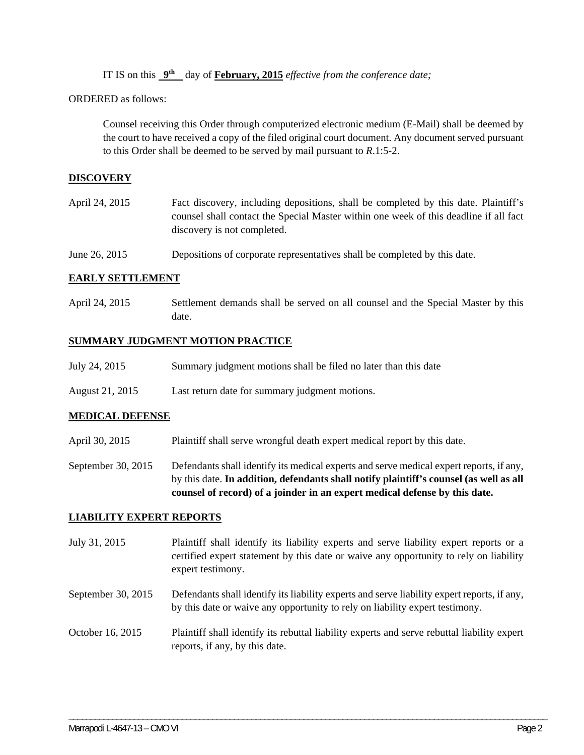IT IS on this **9th** day of **February, 2015** *effective from the conference date;*

ORDERED as follows:

Counsel receiving this Order through computerized electronic medium (E-Mail) shall be deemed by the court to have received a copy of the filed original court document. Any document served pursuant to this Order shall be deemed to be served by mail pursuant to *R*.1:5-2.

**DISCOVERY**

| | |
|---|---|
| April 24, 2015 | Fact discovery, including depositions, shall be completed by this date. Plaintiff's counsel shall contact the Special Master within one week of this deadline if all fact discovery is not completed. |
| June 26, 2015 | Depositions of corporate representatives shall be completed by this date. |

**EARLY SETTLEMENT**

| | |
|---|---|
| April 24, 2015 | Settlement demands shall be served on all counsel and the Special Master by this date. |

**SUMMARY JUDGMENT MOTION PRACTICE**

| | |
|---|---|
| July 24, 2015 | Summary judgment motions shall be filed no later than this date |
| August 21, 2015 | Last return date for summary judgment motions. |

**MEDICAL DEFENSE**

| | |
|---|---|
| April 30, 2015 | Plaintiff shall serve wrongful death expert medical report by this date. |
| September 30, 2015 | Defendants shall identify its medical experts and serve medical expert reports, if any, by this date. **In addition, defendants shall notify plaintiff's counsel (as well as all counsel of record) of a joinder in an expert medical defense by this date.** |

**LIABILITY EXPERT REPORTS**

| | |
|---|---|
| July 31, 2015 | Plaintiff shall identify its liability experts and serve liability expert reports or a certified expert statement by this date or waive any opportunity to rely on liability expert testimony. |
| September 30, 2015 | Defendants shall identify its liability experts and serve liability expert reports, if any, by this date or waive any opportunity to rely on liability expert testimony. |
| October 16, 2015 | Plaintiff shall identify its rebuttal liability experts and serve rebuttal liability expert reports, if any, by this date. |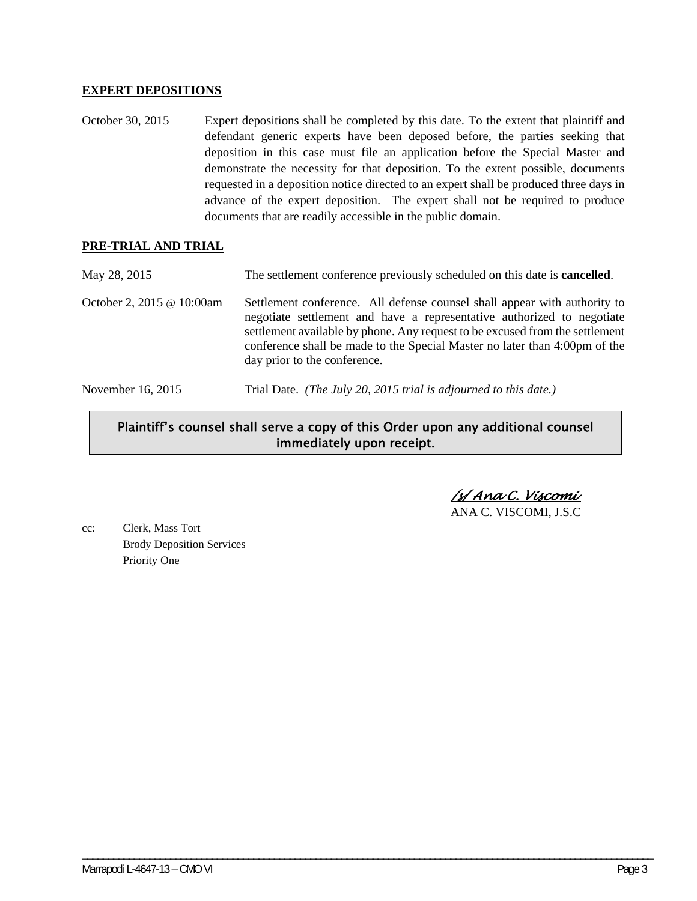**EXPERT DEPOSITIONS**

| | |
|---|---|
| October 30, 2015 | Expert depositions shall be completed by this date. To the extent that plaintiff and defendant generic experts have been deposed before, the parties seeking that deposition in this case must file an application before the Special Master and demonstrate the necessity for that deposition. To the extent possible, documents requested in a deposition notice directed to an expert shall be produced three days in advance of the expert deposition. The expert shall not be required to produce documents that are readily accessible in the public domain. |

**PRE-TRIAL AND TRIAL**

| | |
|---|---|
| May 28, 2015 | The settlement conference previously scheduled on this date is **cancelled**. |
| October 2, 2015 @ 10:00am | Settlement conference. All defense counsel shall appear with authority to negotiate settlement and have a representative authorized to negotiate settlement available by phone. Any request to be excused from the settlement conference shall be made to the Special Master no later than 4:00pm of the day prior to the conference. |
| November 16, 2015 | Trial Date. *(The July 20, 2015 trial is adjourned to this date.)* |

**Plaintiff's counsel shall serve a copy of this Order upon any additional counsel immediately upon receipt.**

*/s/ Ana C. Viscomi*
ANA C. VISCOMI, J.S.C

cc: Clerk, Mass Tort
Brody Deposition Services
Priority One